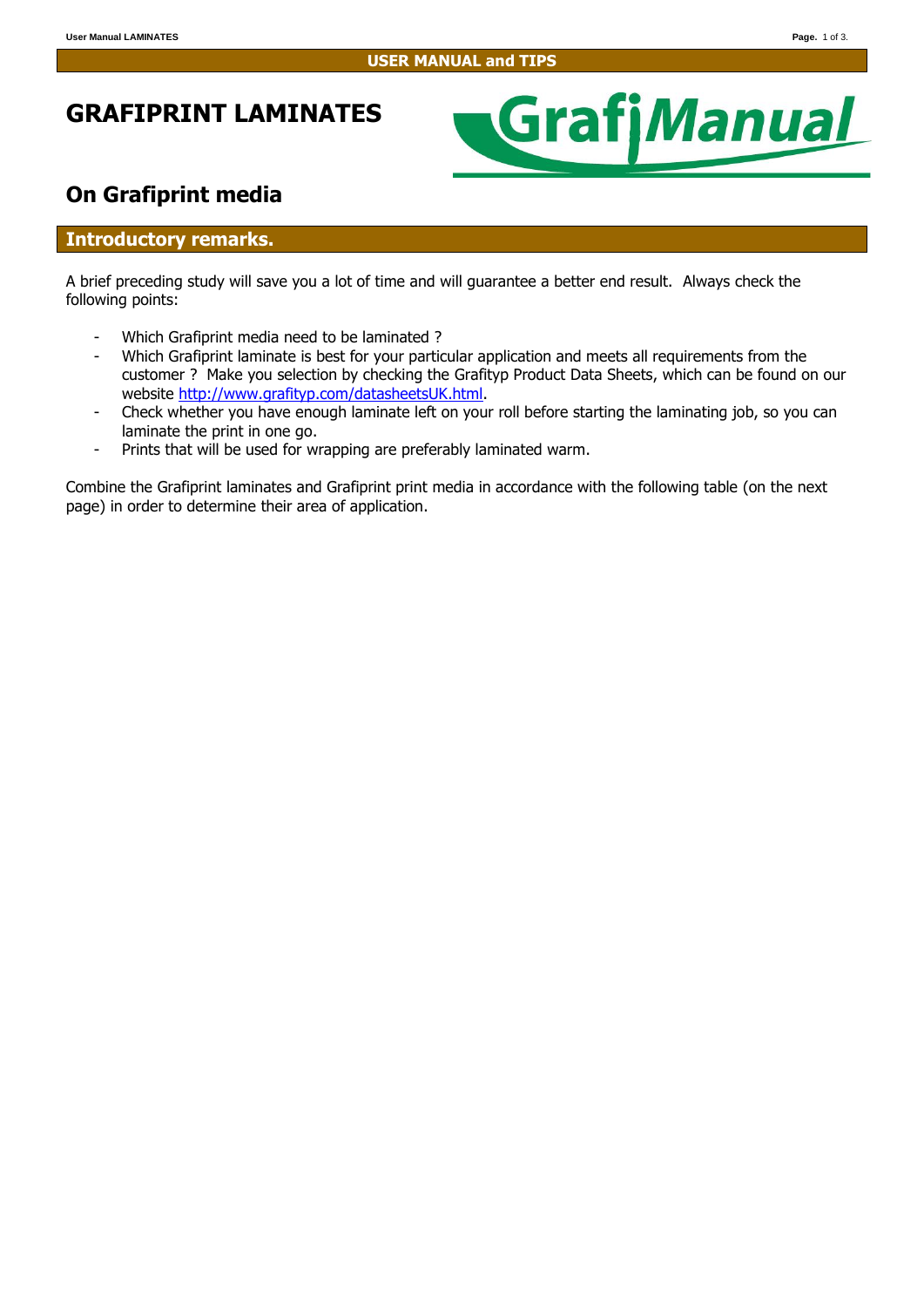USER MANUAL and TIPS

# GRAFIPRINT LAMINATES

## On Grafiprint media

## Introductory remarks.

A brief preceding study will save you a lot of time and will guarantee a better end result. Always check the following points:

- Which Grafiprint media need to be laminated ?
- Which Grafiprint laminate is best for your particular application and meets all requirements from the customer ? Make you selection by checking the Grafityp Product Data Sheets, which can be found on our website http://www.grafityp.com/datasheetsUK.html.
- Check whether you have enough laminate left on your roll before starting the laminating job, so you can laminate the print in one go.
- Prints that will be used for wrapping are preferably laminated warm.

Combine the Grafiprint laminates and Grafiprint print media in accordance with the following table (on the next page) in order to determine their area of application.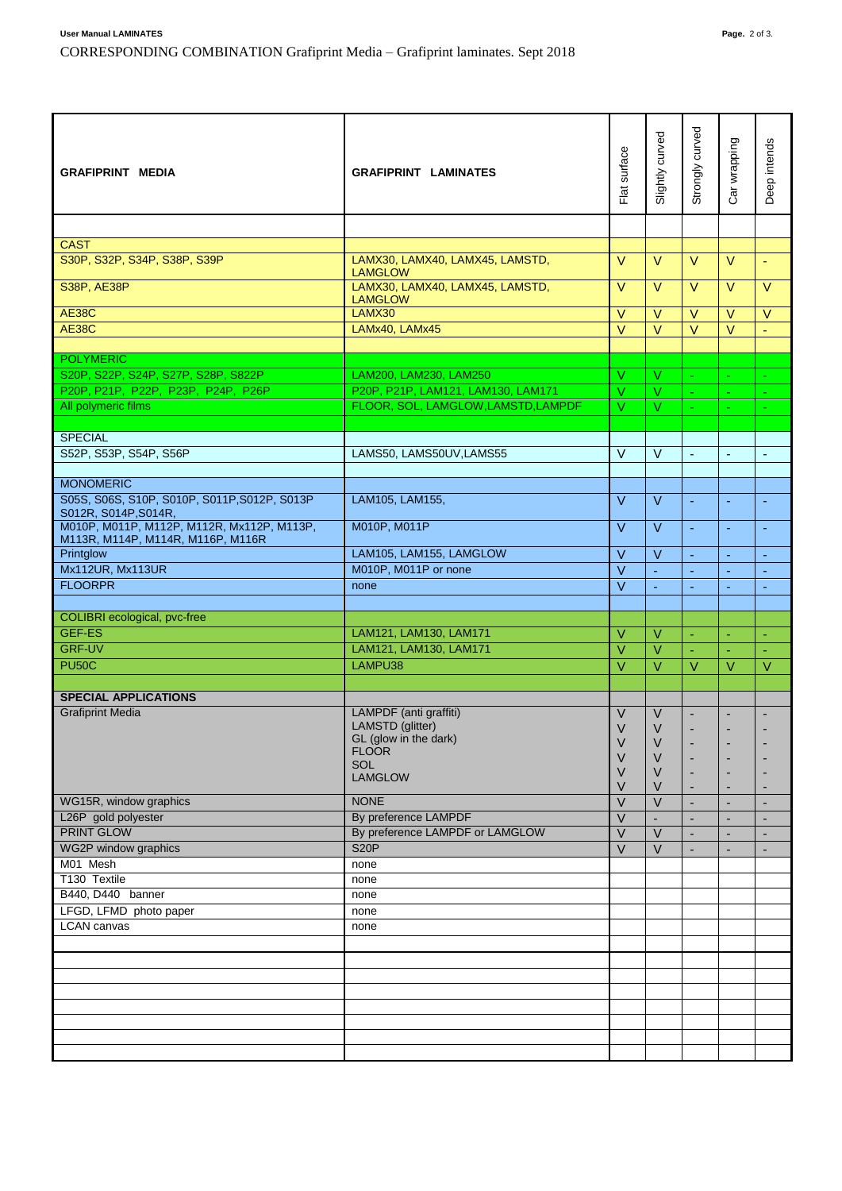CORRESPONDING COMBINATION Grafiprint Media – Grafiprint laminates. Sept 2018

| GRAFIPRINT MEDIA | GRAFIPRINT LAMINATES | Flat surface | Slightly curved | Strongly curved | Car wrapping | Deep intends |
|---|---|---|---|---|---|---|
| | | | | | | |
| CAST | | | | | | |
| S30P, S32P, S34P, S38P, S39P | LAMX30, LAMX40, LAMX45, LAMSTD, LAMGLOW | V | V | V | V | - |
| S38P, AE38P | LAMX30, LAMX40, LAMX45, LAMSTD, LAMGLOW | V | V | V | V | V |
| AE38C | LAMX30 | V | V | V | V | V |
| AE38C | LAMx40, LAMx45 | V | V | V | V | - |
| | | | | | | |
| POLYMERIC | | | | | | |
| S20P, S22P, S24P, S27P, S28P, S822P | LAM200, LAM230, LAM250 | V | V | - | - | - |
| P20P, P21P, P22P, P23P, P24P, P26P | P20P, P21P, LAM121, LAM130, LAM171 | V | V | - | - | - |
| All polymeric films | FLOOR, SOL, LAMGLOW,LAMSTD,LAMPDF | V | V | - | - | - |
| | | | | | | |
| SPECIAL | | | | | | |
| S52P, S53P, S54P, S56P | LAMS50, LAMS50UV,LAMS55 | V | V | - | - | - |
| | | | | | | |
| MONOMERIC | | | | | | |
| S05S, S06S, S10P, S010P, S011P,S012P, S013P S012R, S014P,S014R, | LAM105, LAM155, | V | V | - | - | - |
| M010P, M011P, M112P, M112R, Mx112P, M113P, M113R, M114P, M114R, M116P, M116R | M010P, M011P | V | V | - | - | - |
| Printglow | LAM105, LAM155, LAMGLOW | V | V | - | - | - |
| Mx112UR, Mx113UR | M010P, M011P or none | V | - | - | - | - |
| FLOORPR | none | V | - | - | - | - |
| | | | | | | |
| COLIBRI ecological, pvc-free | | | | | | |
| GEF-ES | LAM121, LAM130, LAM171 | V | V | - | - | - |
| GRF-UV | LAM121, LAM130, LAM171 | V | V | - | - | - |
| PU50C | LAMPU38 | V | V | V | V | V |
| | | | | | | |
| **SPECIAL APPLICATIONS** | | | | | | |
| Grafiprint Media | LAMPDF (anti graffiti)<br>LAMSTD (glitter)<br>GL (glow in the dark)<br>FLOOR<br>SOL<br>LAMGLOW | V<br>V<br>V<br>V<br>V<br>V | V<br>V<br>V<br>V<br>V<br>V | -<br>-<br>-<br>-<br>-<br>- | -<br>-<br>-<br>-<br>-<br>- | -<br>-<br>-<br>-<br>-<br>- |
| WG15R, window graphics | NONE | V | V | - | - | - |
| L26P gold polyester | By preference LAMPDF | V | - | - | - | - |
| PRINT GLOW | By preference LAMPDF or LAMGLOW | V | V | - | - | - |
| WG2P window graphics | S20P | V | V | - | - | - |
| M01 Mesh | none | | | | | |
| T130 Textile | none | | | | | |
| B440, D440 banner | none | | | | | |
| LFGD, LFMD photo paper | none | | | | | |
| LCAN canvas | none | | | | | |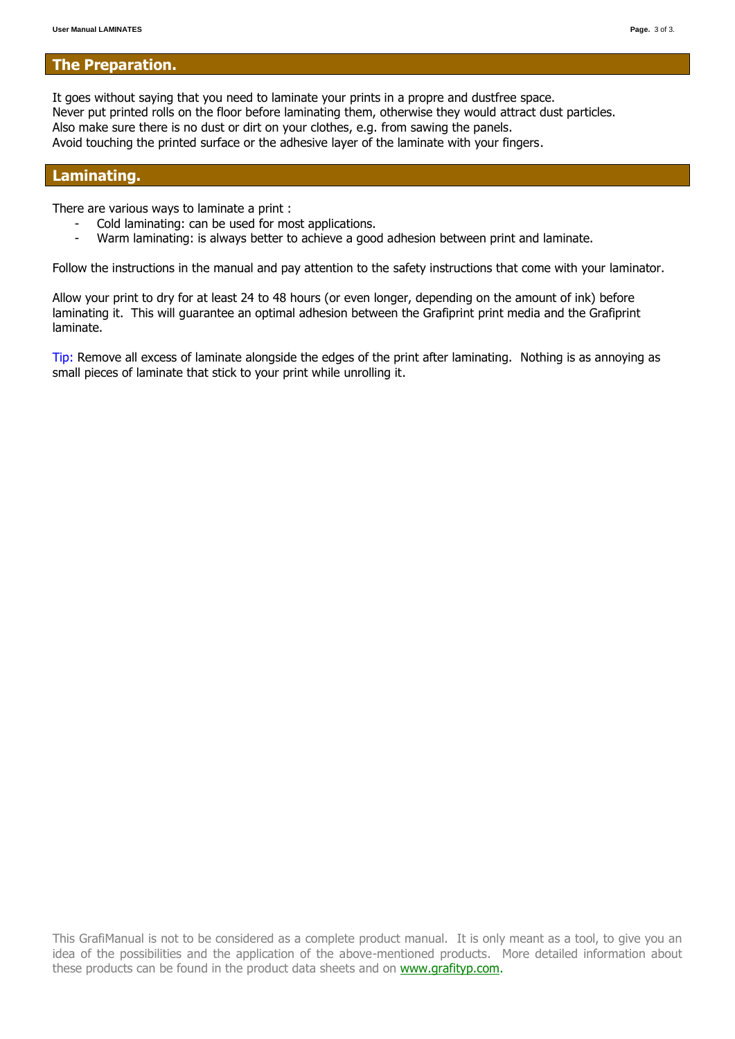## The Preparation.

It goes without saying that you need to laminate your prints in a propre and dustfree space.
Never put printed rolls on the floor before laminating them, otherwise they would attract dust particles.
Also make sure there is no dust or dirt on your clothes, e.g. from sawing the panels.
Avoid touching the printed surface or the adhesive layer of the laminate with your fingers.

## Laminating.

There are various ways to laminate a print :

- Cold laminating: can be used for most applications.
- Warm laminating: is always better to achieve a good adhesion between print and laminate.

Follow the instructions in the manual and pay attention to the safety instructions that come with your laminator.

Allow your print to dry for at least 24 to 48 hours (or even longer, depending on the amount of ink) before laminating it. This will guarantee an optimal adhesion between the Grafiprint print media and the Grafiprint laminate.

Tip: Remove all excess of laminate alongside the edges of the print after laminating. Nothing is as annoying as small pieces of laminate that stick to your print while unrolling it.

This GrafiManual is not to be considered as a complete product manual. It is only meant as a tool, to give you an idea of the possibilities and the application of the above-mentioned products. More detailed information about these products can be found in the product data sheets and on www.grafityp.com.